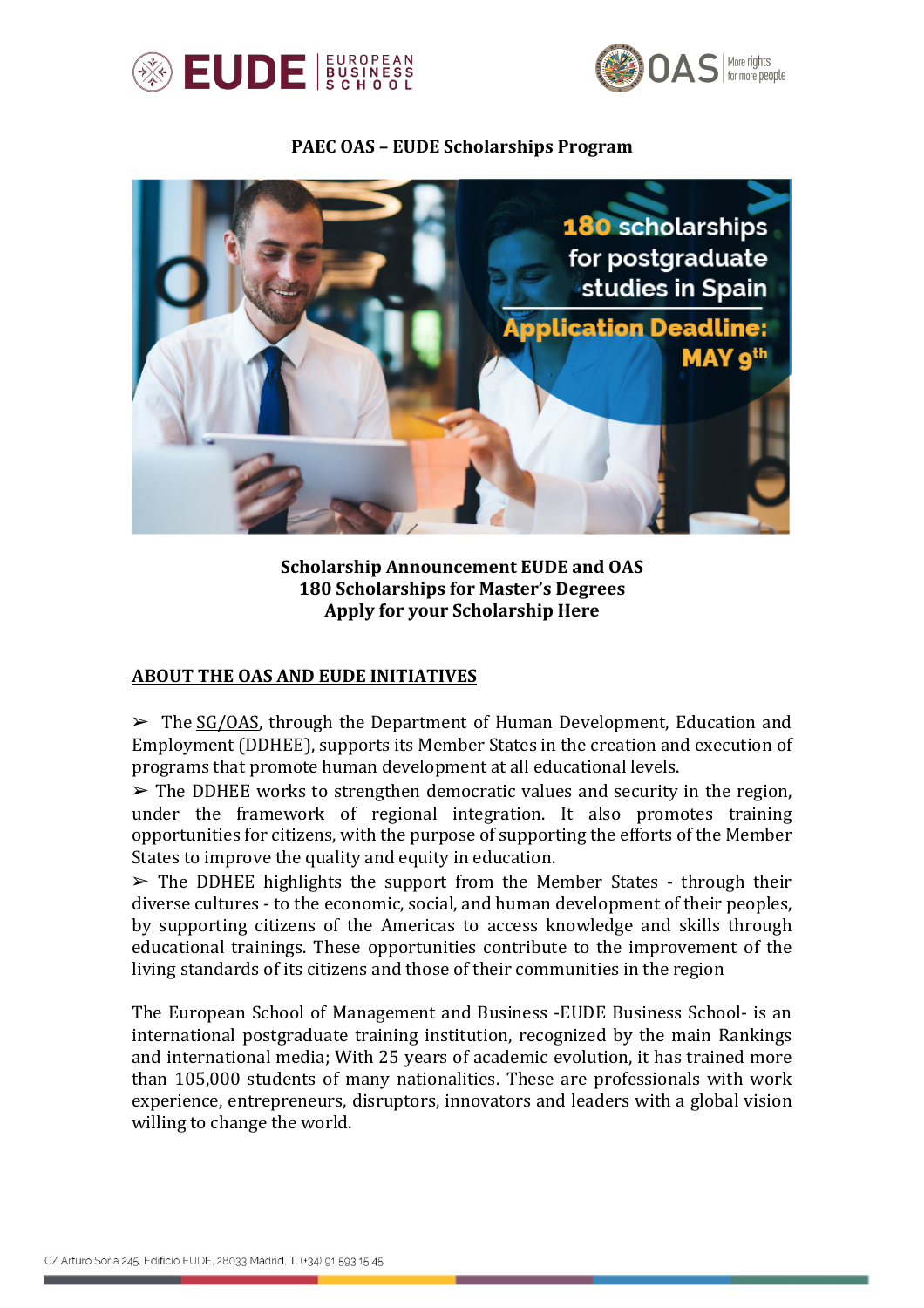**PAEC OAS – EUDE Scholarships Program**

**Scholarship Announcement EUDE and OAS**
**180 Scholarships for Master's Degrees**
**Apply for your Scholarship Here**

## ABOUT THE OAS AND EUDE INITIATIVES

➢ The SG/OAS, through the Department of Human Development, Education and Employment (DDHEE), supports its Member States in the creation and execution of programs that promote human development at all educational levels.

➢ The DDHEE works to strengthen democratic values and security in the region, under the framework of regional integration. It also promotes training opportunities for citizens, with the purpose of supporting the efforts of the Member States to improve the quality and equity in education.

➢ The DDHEE highlights the support from the Member States - through their diverse cultures - to the economic, social, and human development of their peoples, by supporting citizens of the Americas to access knowledge and skills through educational trainings. These opportunities contribute to the improvement of the living standards of its citizens and those of their communities in the region

The European School of Management and Business -EUDE Business School- is an international postgraduate training institution, recognized by the main Rankings and international media; With 25 years of academic evolution, it has trained more than 105,000 students of many nationalities. These are professionals with work experience, entrepreneurs, disruptors, innovators and leaders with a global vision willing to change the world.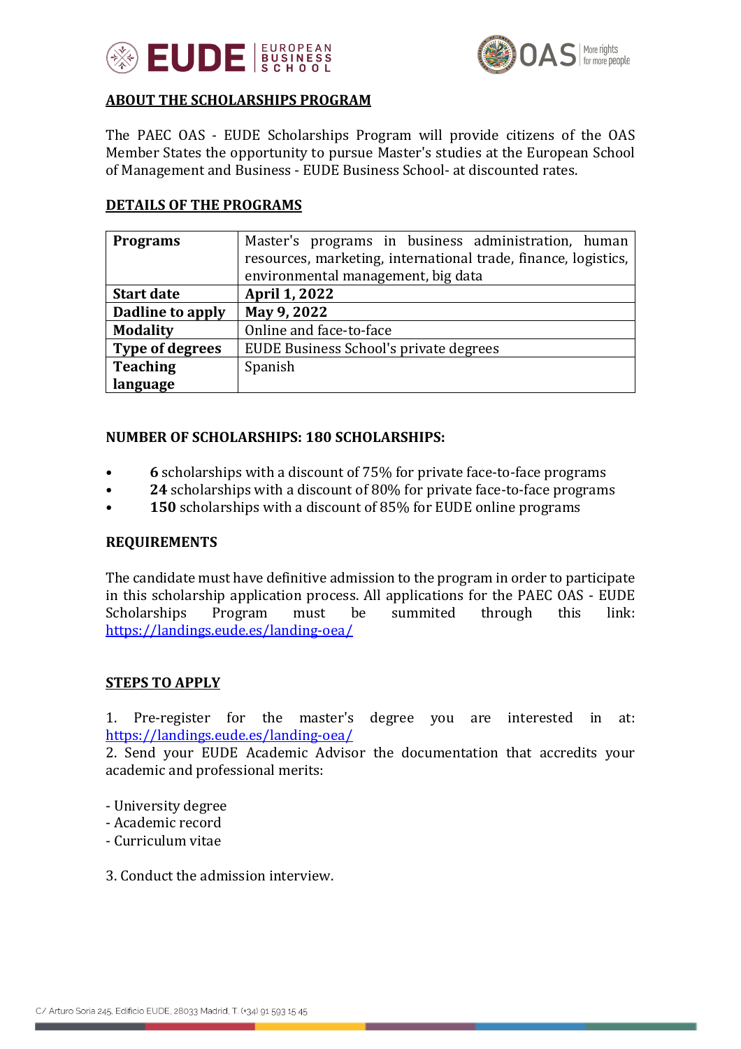## ABOUT THE SCHOLARSHIPS PROGRAM

The PAEC OAS - EUDE Scholarships Program will provide citizens of the OAS Member States the opportunity to pursue Master's studies at the European School of Management and Business - EUDE Business School- at discounted rates.

## DETAILS OF THE PROGRAMS

| **Programs** | Master's programs in business administration, human resources, marketing, international trade, finance, logistics, environmental management, big data |
|---|---|
| **Start date** | **April 1, 2022** |
| **Dadline to apply** | **May 9, 2022** |
| **Modality** | Online and face-to-face |
| **Type of degrees** | EUDE Business School's private degrees |
| **Teaching language** | Spanish |

**NUMBER OF SCHOLARSHIPS: 180 SCHOLARSHIPS:**

- **6** scholarships with a discount of 75% for private face-to-face programs
- **24** scholarships with a discount of 80% for private face-to-face programs
- **150** scholarships with a discount of 85% for EUDE online programs

**REQUIREMENTS**

The candidate must have definitive admission to the program in order to participate in this scholarship application process. All applications for the PAEC OAS - EUDE Scholarships Program must be summited through this link: https://landings.eude.es/landing-oea/

## STEPS TO APPLY

1. Pre-register for the master's degree you are interested in at: https://landings.eude.es/landing-oea/
2. Send your EUDE Academic Advisor the documentation that accredits your academic and professional merits:

- University degree
- Academic record
- Curriculum vitae

3. Conduct the admission interview.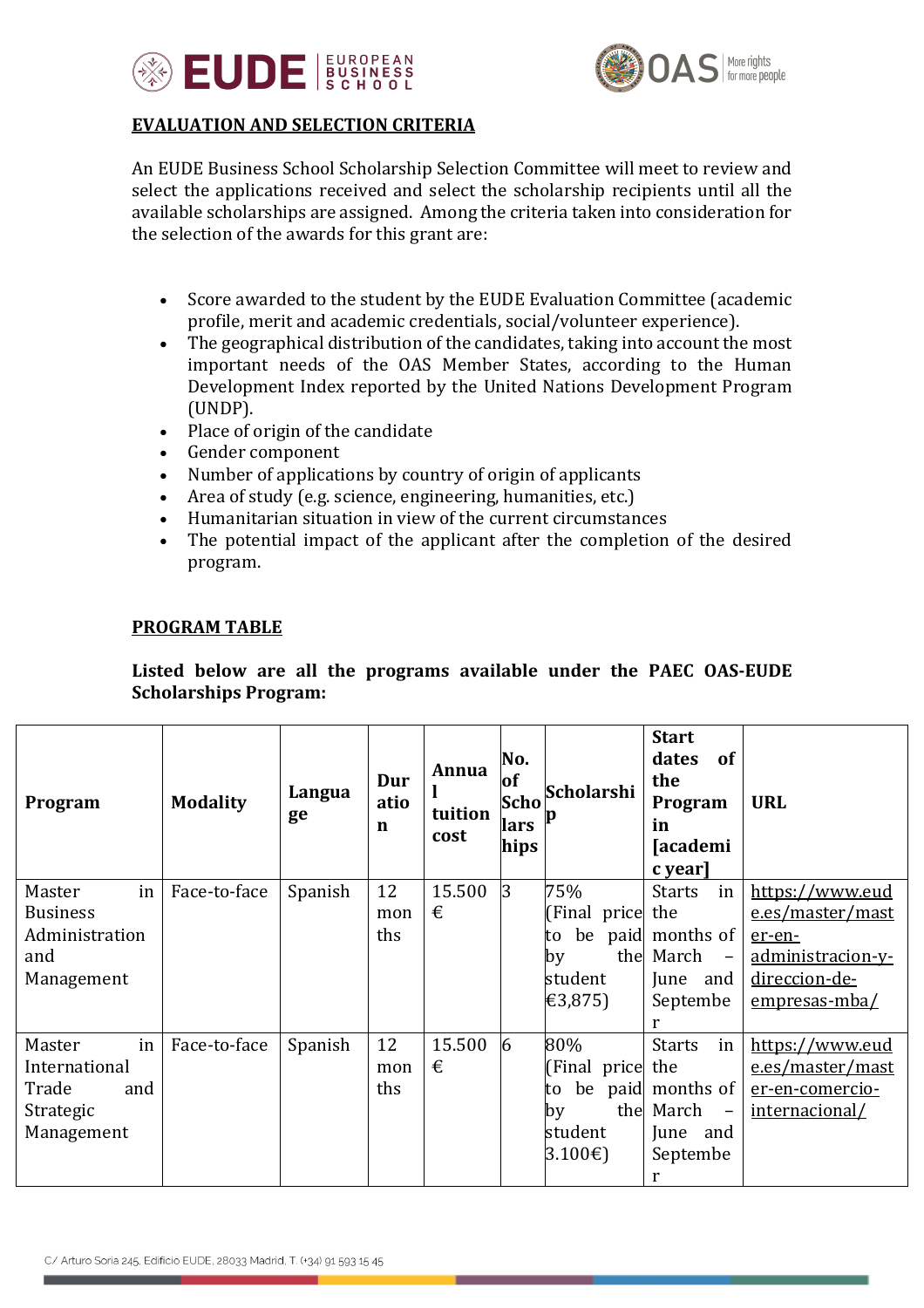**EVALUATION AND SELECTION CRITERIA**

An EUDE Business School Scholarship Selection Committee will meet to review and select the applications received and select the scholarship recipients until all the available scholarships are assigned. Among the criteria taken into consideration for the selection of the awards for this grant are:

- Score awarded to the student by the EUDE Evaluation Committee (academic profile, merit and academic credentials, social/volunteer experience).
- The geographical distribution of the candidates, taking into account the most important needs of the OAS Member States, according to the Human Development Index reported by the United Nations Development Program (UNDP).
- Place of origin of the candidate
- Gender component
- Number of applications by country of origin of applicants
- Area of study (e.g. science, engineering, humanities, etc.)
- Humanitarian situation in view of the current circumstances
- The potential impact of the applicant after the completion of the desired program.

**PROGRAM TABLE**

**Listed below are all the programs available under the PAEC OAS-EUDE Scholarships Program:**

| Program | Modality | Language | Duration | Annual tuition cost | No. of Scholarships | Scholarship | Start dates of the Program in [academic year] | URL |
|---|---|---|---|---|---|---|---|---|
| Master in Business Administration and Management | Face-to-face | Spanish | 12 months | 15.500 € | 3 | 75% (Final price to be paid by the student €3,875) | Starts in the months of March – June and September | https://www.eude.es/master/master-en-administracion-y-direccion-de-empresas-mba/ |
| Master in International Trade and Strategic Management | Face-to-face | Spanish | 12 months | 15.500 € | 6 | 80% (Final price to be paid by the student 3.100€) | Starts in the months of March – June and September | https://www.eude.es/master/master-en-comercio-internacional/ |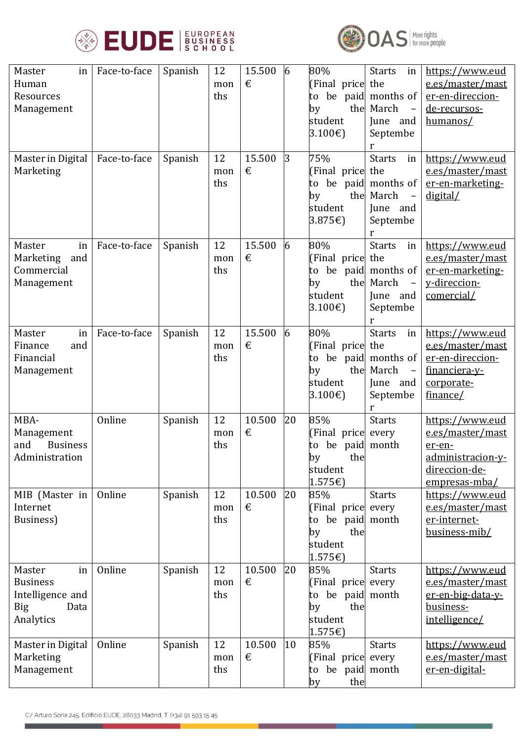| Master in Human Resources Management | Face-to-face | Spanish | 12 months | 15.500 € | 6 | 80% (Final price to be paid by the student 3.100€) | Starts in the months of March – June and September | https://www.eude.es/master/master-en-direccion-de-recursos-humanos/ |
|---|---|---|---|---|---|---|---|---|
| Master in Digital Marketing | Face-to-face | Spanish | 12 months | 15.500 € | 3 | 75% (Final price to be paid by the student 3.875€) | Starts in the months of March – June and September | https://www.eude.es/master/master-en-marketing-digital/ |
| Master in Marketing and Commercial Management | Face-to-face | Spanish | 12 months | 15.500 € | 6 | 80% (Final price to be paid by the student 3.100€) | Starts in the months of March – June and September | https://www.eude.es/master/master-en-marketing-y-direccion-comercial/ |
| Master in Finance and Financial Management | Face-to-face | Spanish | 12 months | 15.500 € | 6 | 80% (Final price to be paid by the student 3.100€) | Starts in the months of March – June and September | https://www.eude.es/master/master-en-direccion-financiera-y-corporate-finance/ |
| MBA-Management and Business Administration | Online | Spanish | 12 months | 10.500 € | 20 | 85% (Final price to be paid by the student 1.575€) | Starts every month | https://www.eude.es/master/master-en-administracion-y-direccion-de-empresas-mba/ |
| MIB (Master in Internet Business) | Online | Spanish | 12 months | 10.500 € | 20 | 85% (Final price to be paid by the student 1.575€) | Starts every month | https://www.eude.es/master/master-internet-business-mib/ |
| Master in Business Intelligence and Big Data Analytics | Online | Spanish | 12 months | 10.500 € | 20 | 85% (Final price to be paid by the student 1.575€) | Starts every month | https://www.eude.es/master/master-en-big-data-y-business-intelligence/ |
| Master in Digital Marketing Management | Online | Spanish | 12 months | 10.500 € | 10 | 85% (Final price to be paid by the | Starts every month | https://www.eude.es/master/master-en-digital- |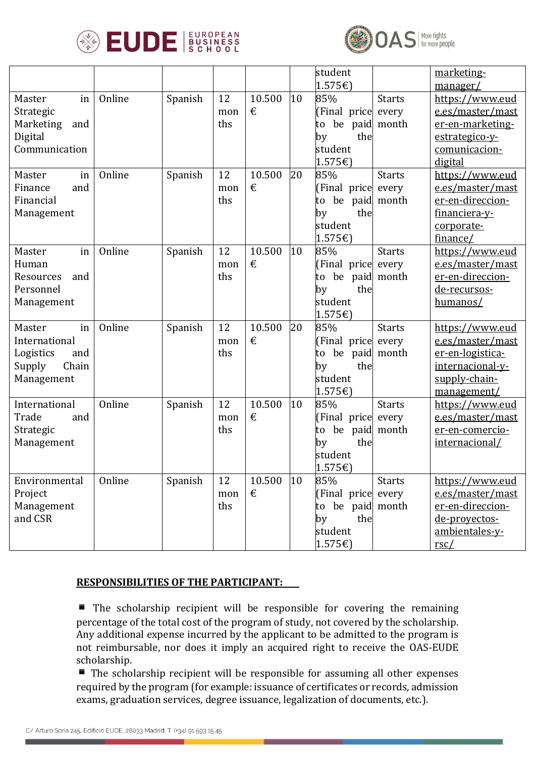| | | | | | | student 1.575€) | | marketing-manager/ |
|---|---|---|---|---|---|---|---|---|
| Master in Strategic Marketing and Digital Communication | Online | Spanish | 12 months | 10.500 € | 10 | 85% (Final price to be paid by the student 1.575€) | Starts every month | https://www.eude.es/master/master-en-marketing-estrategico-y-comunicacion-digital |
| Master in Finance and Financial Management | Online | Spanish | 12 months | 10.500 € | 20 | 85% (Final price to be paid by the student 1.575€) | Starts every month | https://www.eude.es/master/master-en-direccion-financiera-y-corporate-finance/ |
| Master in Human Resources and Personnel Management | Online | Spanish | 12 months | 10.500 € | 10 | 85% (Final price to be paid by the student 1.575€) | Starts every month | https://www.eude.es/master/master-en-direccion-de-recursos-humanos/ |
| Master in International Logistics and Supply Chain Management | Online | Spanish | 12 months | 10.500 € | 20 | 85% (Final price to be paid by the student 1.575€) | Starts every month | https://www.eude.es/master/master-en-logistica-internacional-y-supply-chain-management/ |
| International Trade and Strategic Management | Online | Spanish | 12 months | 10.500 € | 10 | 85% (Final price to be paid by the student 1.575€) | Starts every month | https://www.eude.es/master/master-en-comercio-internacional/ |
| Environmental Project Management and CSR | Online | Spanish | 12 months | 10.500 € | 10 | 85% (Final price to be paid by the student 1.575€) | Starts every month | https://www.eude.es/master/master-en-direccion-de-proyectos-ambientales-y-rsc/ |

**RESPONSIBILITIES OF THE PARTICIPANT:**

- The scholarship recipient will be responsible for covering the remaining percentage of the total cost of the program of study, not covered by the scholarship. Any additional expense incurred by the applicant to be admitted to the program is not reimbursable, nor does it imply an acquired right to receive the OAS-EUDE scholarship.
- The scholarship recipient will be responsible for assuming all other expenses required by the program (for example: issuance of certificates or records, admission exams, graduation services, degree issuance, legalization of documents, etc.).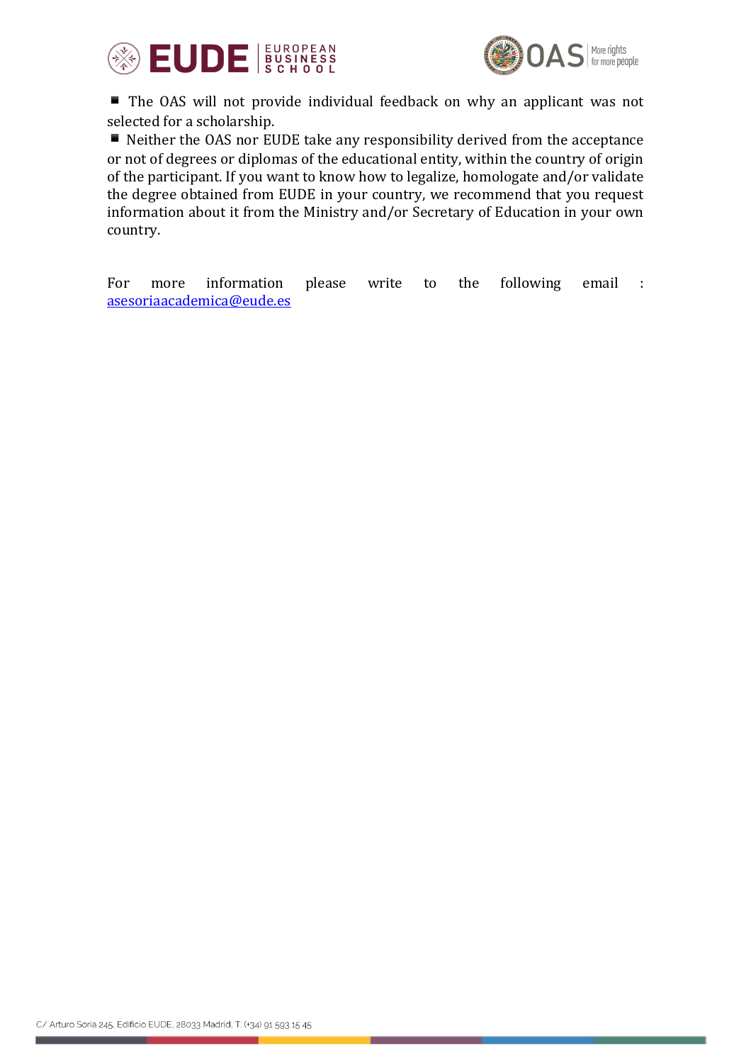- The OAS will not provide individual feedback on why an applicant was not selected for a scholarship.
- Neither the OAS nor EUDE take any responsibility derived from the acceptance or not of degrees or diplomas of the educational entity, within the country of origin of the participant. If you want to know how to legalize, homologate and/or validate the degree obtained from EUDE in your country, we recommend that you request information about it from the Ministry and/or Secretary of Education in your own country.

For more information please write to the following email : asesoriaacademica@eude.es